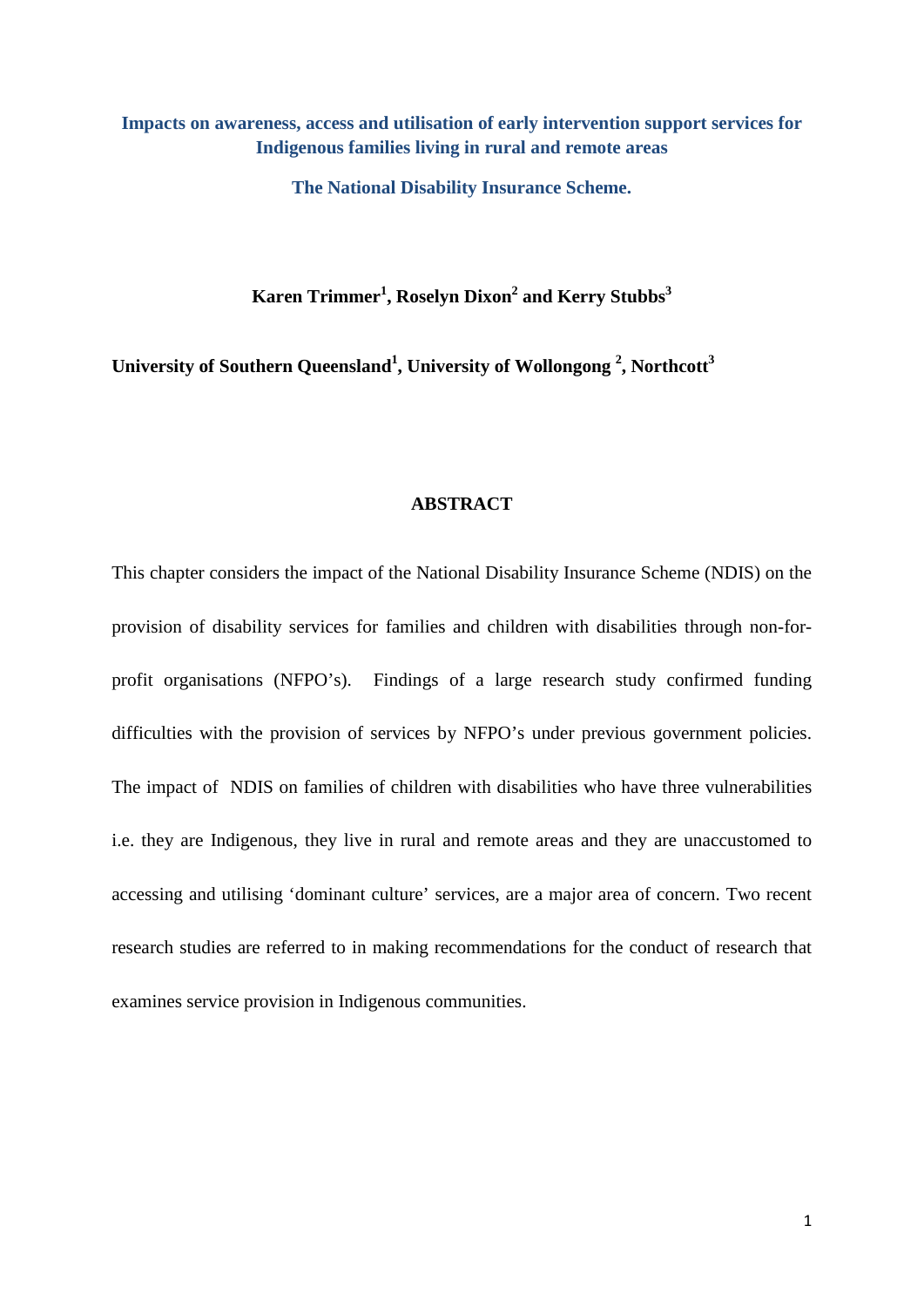# Impacts on awareness, access and utilisation of early intervention support services for Indigenous families living in rural and remote areas

## The National Disability Insurance Scheme.

**Karen Trimmer[1], Roselyn Dixon[2] and Kerry Stubbs[3]**

**University of Southern Queensland[1], University of Wollongong [2], Northcott[3]**

## ABSTRACT

This chapter considers the impact of the National Disability Insurance Scheme (NDIS) on the provision of disability services for families and children with disabilities through non-for-profit organisations (NFPO's). Findings of a large research study confirmed funding difficulties with the provision of services by NFPO's under previous government policies. The impact of NDIS on families of children with disabilities who have three vulnerabilities i.e. they are Indigenous, they live in rural and remote areas and they are unaccustomed to accessing and utilising 'dominant culture' services, are a major area of concern. Two recent research studies are referred to in making recommendations for the conduct of research that examines service provision in Indigenous communities.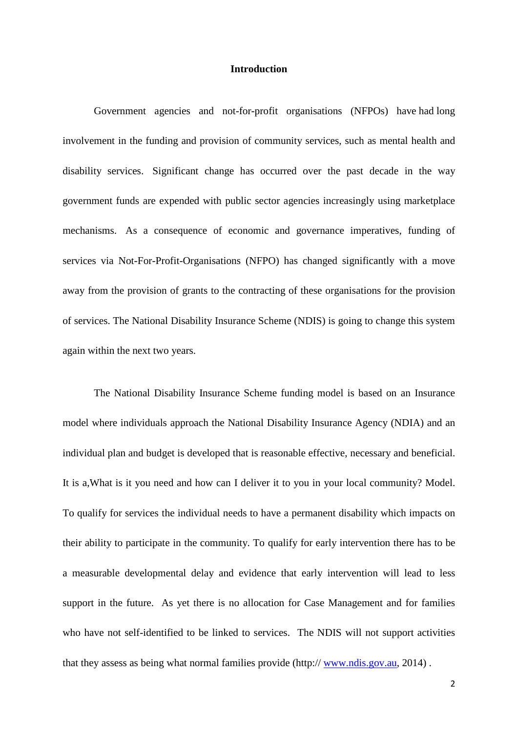**Introduction**

Government agencies and not-for-profit organisations (NFPOs) have had long involvement in the funding and provision of community services, such as mental health and disability services. Significant change has occurred over the past decade in the way government funds are expended with public sector agencies increasingly using marketplace mechanisms. As a consequence of economic and governance imperatives, funding of services via Not-For-Profit-Organisations (NFPO) has changed significantly with a move away from the provision of grants to the contracting of these organisations for the provision of services. The National Disability Insurance Scheme (NDIS) is going to change this system again within the next two years.

The National Disability Insurance Scheme funding model is based on an Insurance model where individuals approach the National Disability Insurance Agency (NDIA) and an individual plan and budget is developed that is reasonable effective, necessary and beneficial. It is a,What is it you need and how can I deliver it to you in your local community? Model. To qualify for services the individual needs to have a permanent disability which impacts on their ability to participate in the community. To qualify for early intervention there has to be a measurable developmental delay and evidence that early intervention will lead to less support in the future. As yet there is no allocation for Case Management and for families who have not self-identified to be linked to services. The NDIS will not support activities that they assess as being what normal families provide (http:// www.ndis.gov.au, 2014) .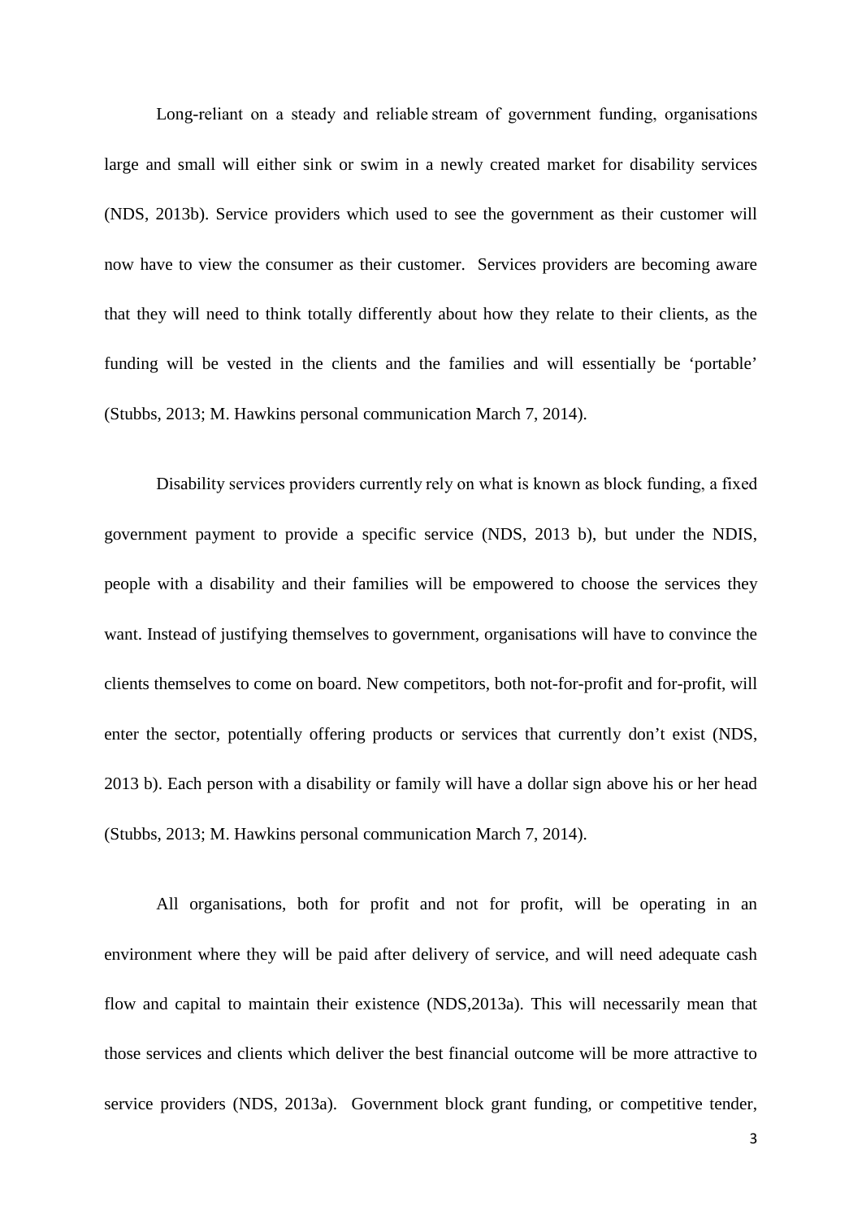Long-reliant on a steady and reliable stream of government funding, organisations large and small will either sink or swim in a newly created market for disability services (NDS, 2013b). Service providers which used to see the government as their customer will now have to view the consumer as their customer. Services providers are becoming aware that they will need to think totally differently about how they relate to their clients, as the funding will be vested in the clients and the families and will essentially be 'portable' (Stubbs, 2013; M. Hawkins personal communication March 7, 2014).

Disability services providers currently rely on what is known as block funding, a fixed government payment to provide a specific service (NDS, 2013 b), but under the NDIS, people with a disability and their families will be empowered to choose the services they want. Instead of justifying themselves to government, organisations will have to convince the clients themselves to come on board. New competitors, both not-for-profit and for-profit, will enter the sector, potentially offering products or services that currently don't exist (NDS, 2013 b). Each person with a disability or family will have a dollar sign above his or her head (Stubbs, 2013; M. Hawkins personal communication March 7, 2014).

All organisations, both for profit and not for profit, will be operating in an environment where they will be paid after delivery of service, and will need adequate cash flow and capital to maintain their existence (NDS,2013a). This will necessarily mean that those services and clients which deliver the best financial outcome will be more attractive to service providers (NDS, 2013a). Government block grant funding, or competitive tender,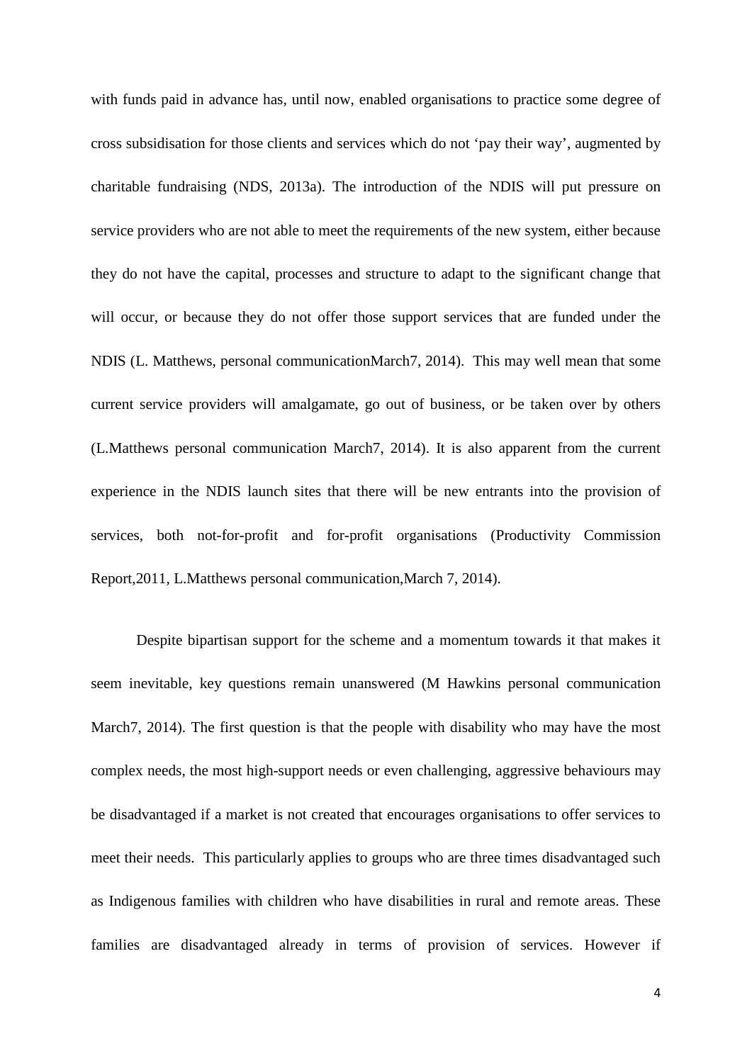with funds paid in advance has, until now, enabled organisations to practice some degree of cross subsidisation for those clients and services which do not 'pay their way', augmented by charitable fundraising (NDS, 2013a). The introduction of the NDIS will put pressure on service providers who are not able to meet the requirements of the new system, either because they do not have the capital, processes and structure to adapt to the significant change that will occur, or because they do not offer those support services that are funded under the NDIS (L. Matthews, personal communicationMarch7, 2014). This may well mean that some current service providers will amalgamate, go out of business, or be taken over by others (L.Matthews personal communication March7, 2014). It is also apparent from the current experience in the NDIS launch sites that there will be new entrants into the provision of services, both not-for-profit and for-profit organisations (Productivity Commission Report,2011, L.Matthews personal communication,March 7, 2014).

Despite bipartisan support for the scheme and a momentum towards it that makes it seem inevitable, key questions remain unanswered (M Hawkins personal communication March7, 2014). The first question is that the people with disability who may have the most complex needs, the most high-support needs or even challenging, aggressive behaviours may be disadvantaged if a market is not created that encourages organisations to offer services to meet their needs. This particularly applies to groups who are three times disadvantaged such as Indigenous families with children who have disabilities in rural and remote areas. These families are disadvantaged already in terms of provision of services. However if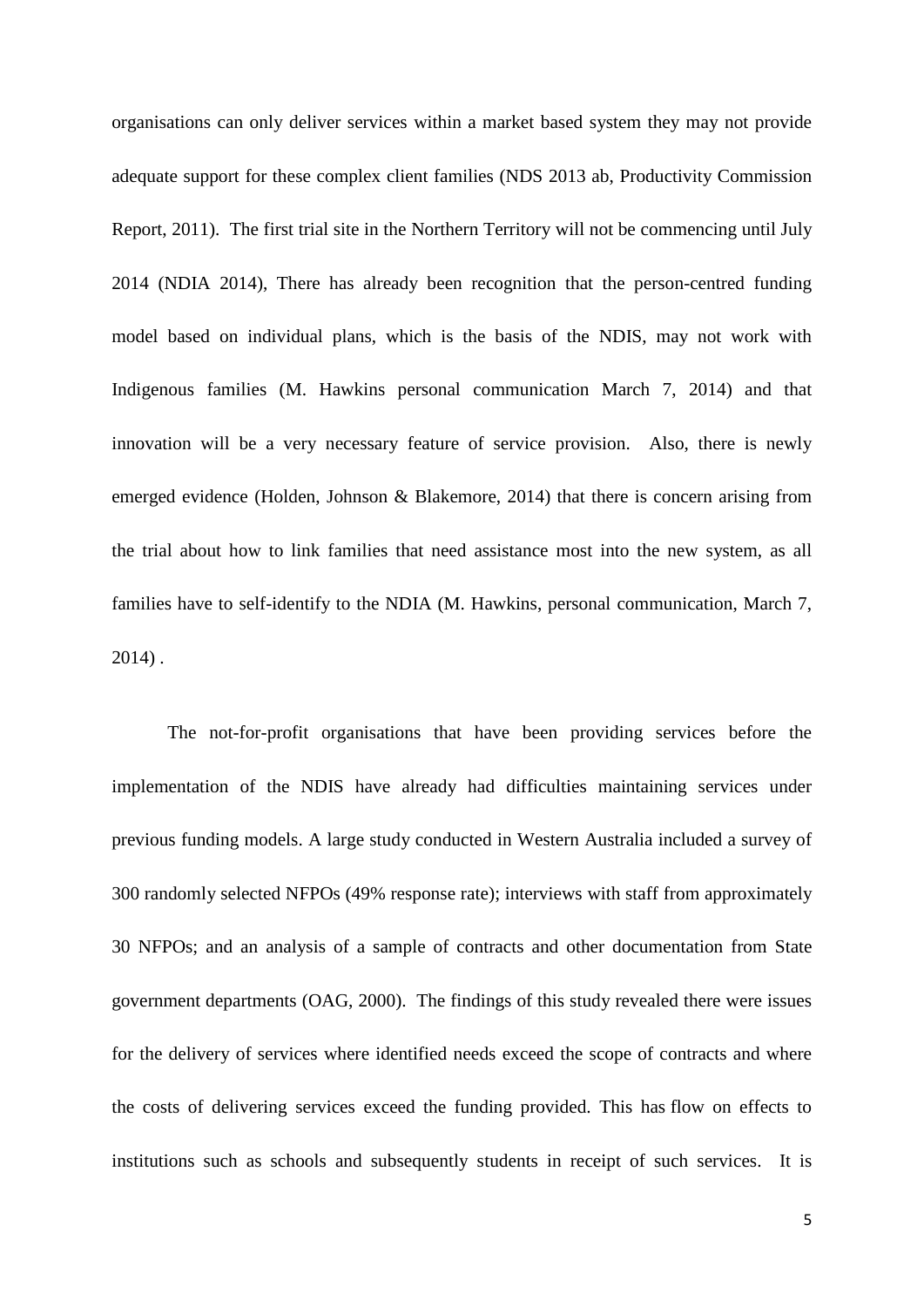organisations can only deliver services within a market based system they may not provide adequate support for these complex client families (NDS 2013 ab, Productivity Commission Report, 2011). The first trial site in the Northern Territory will not be commencing until July 2014 (NDIA 2014), There has already been recognition that the person-centred funding model based on individual plans, which is the basis of the NDIS, may not work with Indigenous families (M. Hawkins personal communication March 7, 2014) and that innovation will be a very necessary feature of service provision. Also, there is newly emerged evidence (Holden, Johnson & Blakemore, 2014) that there is concern arising from the trial about how to link families that need assistance most into the new system, as all families have to self-identify to the NDIA (M. Hawkins, personal communication, March 7, 2014) .

The not-for-profit organisations that have been providing services before the implementation of the NDIS have already had difficulties maintaining services under previous funding models. A large study conducted in Western Australia included a survey of 300 randomly selected NFPOs (49% response rate); interviews with staff from approximately 30 NFPOs; and an analysis of a sample of contracts and other documentation from State government departments (OAG, 2000). The findings of this study revealed there were issues for the delivery of services where identified needs exceed the scope of contracts and where the costs of delivering services exceed the funding provided. This has flow on effects to institutions such as schools and subsequently students in receipt of such services. It is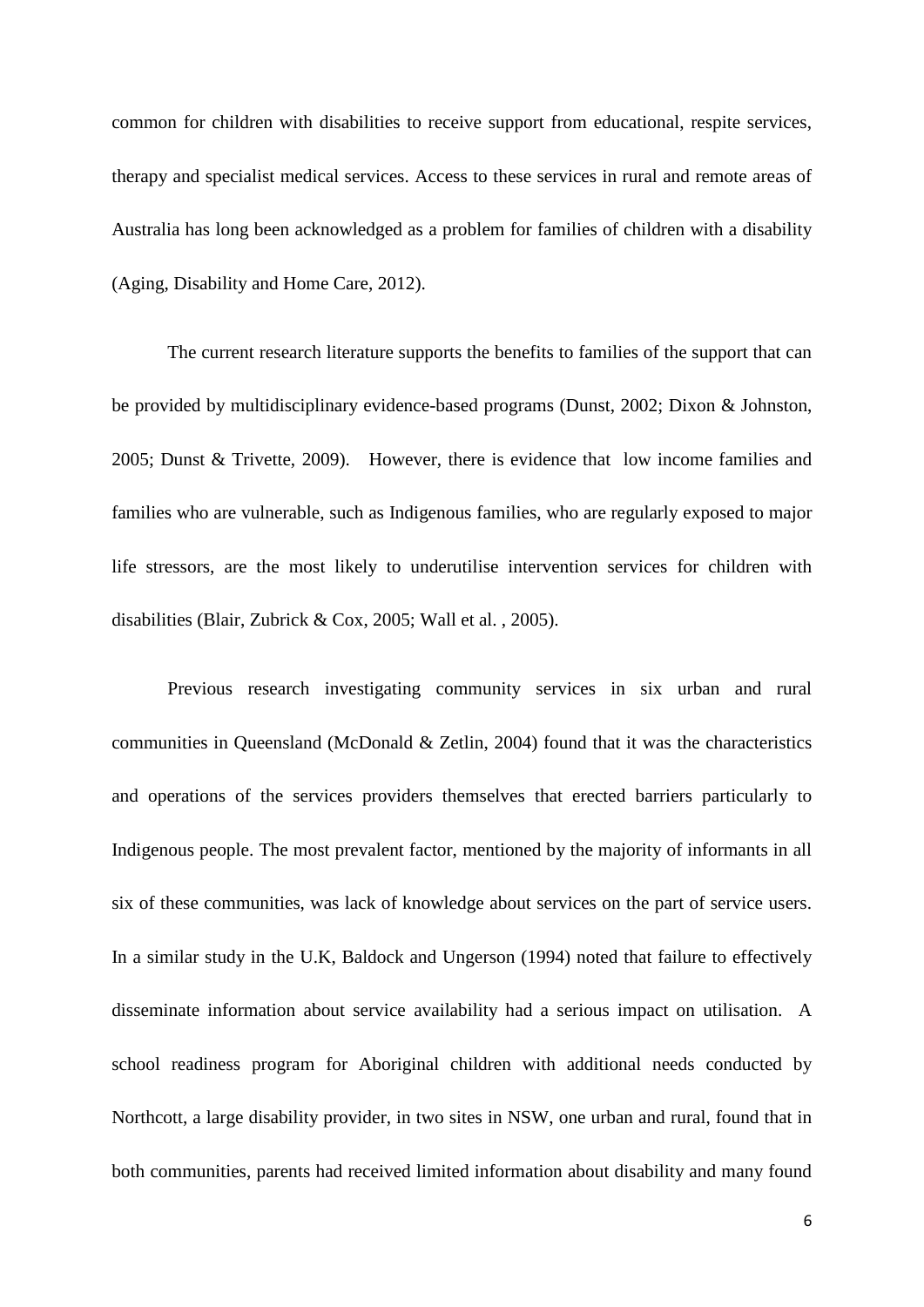common for children with disabilities to receive support from educational, respite services, therapy and specialist medical services. Access to these services in rural and remote areas of Australia has long been acknowledged as a problem for families of children with a disability (Aging, Disability and Home Care, 2012).

The current research literature supports the benefits to families of the support that can be provided by multidisciplinary evidence-based programs (Dunst, 2002; Dixon & Johnston, 2005; Dunst & Trivette, 2009). However, there is evidence that low income families and families who are vulnerable, such as Indigenous families, who are regularly exposed to major life stressors, are the most likely to underutilise intervention services for children with disabilities (Blair, Zubrick & Cox, 2005; Wall et al. , 2005).

Previous research investigating community services in six urban and rural communities in Queensland (McDonald & Zetlin, 2004) found that it was the characteristics and operations of the services providers themselves that erected barriers particularly to Indigenous people. The most prevalent factor, mentioned by the majority of informants in all six of these communities, was lack of knowledge about services on the part of service users. In a similar study in the U.K, Baldock and Ungerson (1994) noted that failure to effectively disseminate information about service availability had a serious impact on utilisation. A school readiness program for Aboriginal children with additional needs conducted by Northcott, a large disability provider, in two sites in NSW, one urban and rural, found that in both communities, parents had received limited information about disability and many found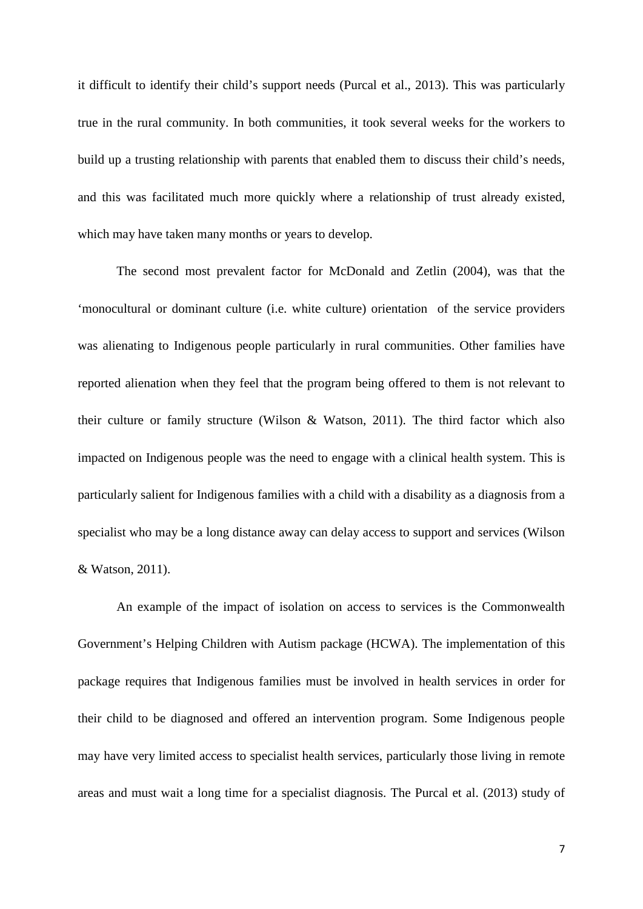it difficult to identify their child's support needs (Purcal et al., 2013). This was particularly true in the rural community. In both communities, it took several weeks for the workers to build up a trusting relationship with parents that enabled them to discuss their child's needs, and this was facilitated much more quickly where a relationship of trust already existed, which may have taken many months or years to develop.

The second most prevalent factor for McDonald and Zetlin (2004), was that the 'monocultural or dominant culture (i.e. white culture) orientation  of the service providers was alienating to Indigenous people particularly in rural communities. Other families have reported alienation when they feel that the program being offered to them is not relevant to their culture or family structure (Wilson & Watson, 2011). The third factor which also impacted on Indigenous people was the need to engage with a clinical health system. This is particularly salient for Indigenous families with a child with a disability as a diagnosis from a specialist who may be a long distance away can delay access to support and services (Wilson & Watson, 2011).

An example of the impact of isolation on access to services is the Commonwealth Government's Helping Children with Autism package (HCWA). The implementation of this package requires that Indigenous families must be involved in health services in order for their child to be diagnosed and offered an intervention program. Some Indigenous people may have very limited access to specialist health services, particularly those living in remote areas and must wait a long time for a specialist diagnosis. The Purcal et al. (2013) study of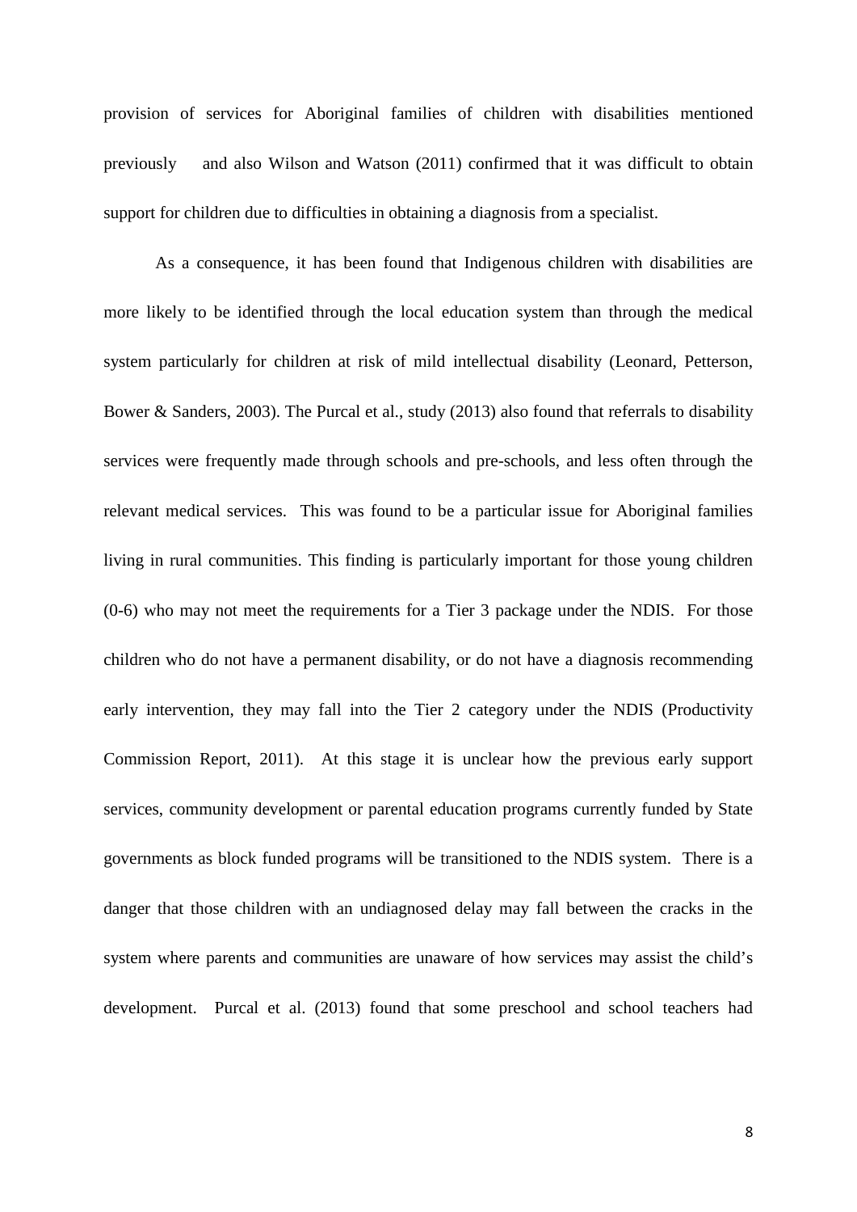provision of services for Aboriginal families of children with disabilities mentioned previously and also Wilson and Watson (2011) confirmed that it was difficult to obtain support for children due to difficulties in obtaining a diagnosis from a specialist.

As a consequence, it has been found that Indigenous children with disabilities are more likely to be identified through the local education system than through the medical system particularly for children at risk of mild intellectual disability (Leonard, Petterson, Bower & Sanders, 2003). The Purcal et al., study (2013) also found that referrals to disability services were frequently made through schools and pre-schools, and less often through the relevant medical services. This was found to be a particular issue for Aboriginal families living in rural communities. This finding is particularly important for those young children (0-6) who may not meet the requirements for a Tier 3 package under the NDIS. For those children who do not have a permanent disability, or do not have a diagnosis recommending early intervention, they may fall into the Tier 2 category under the NDIS (Productivity Commission Report, 2011). At this stage it is unclear how the previous early support services, community development or parental education programs currently funded by State governments as block funded programs will be transitioned to the NDIS system. There is a danger that those children with an undiagnosed delay may fall between the cracks in the system where parents and communities are unaware of how services may assist the child's development. Purcal et al. (2013) found that some preschool and school teachers had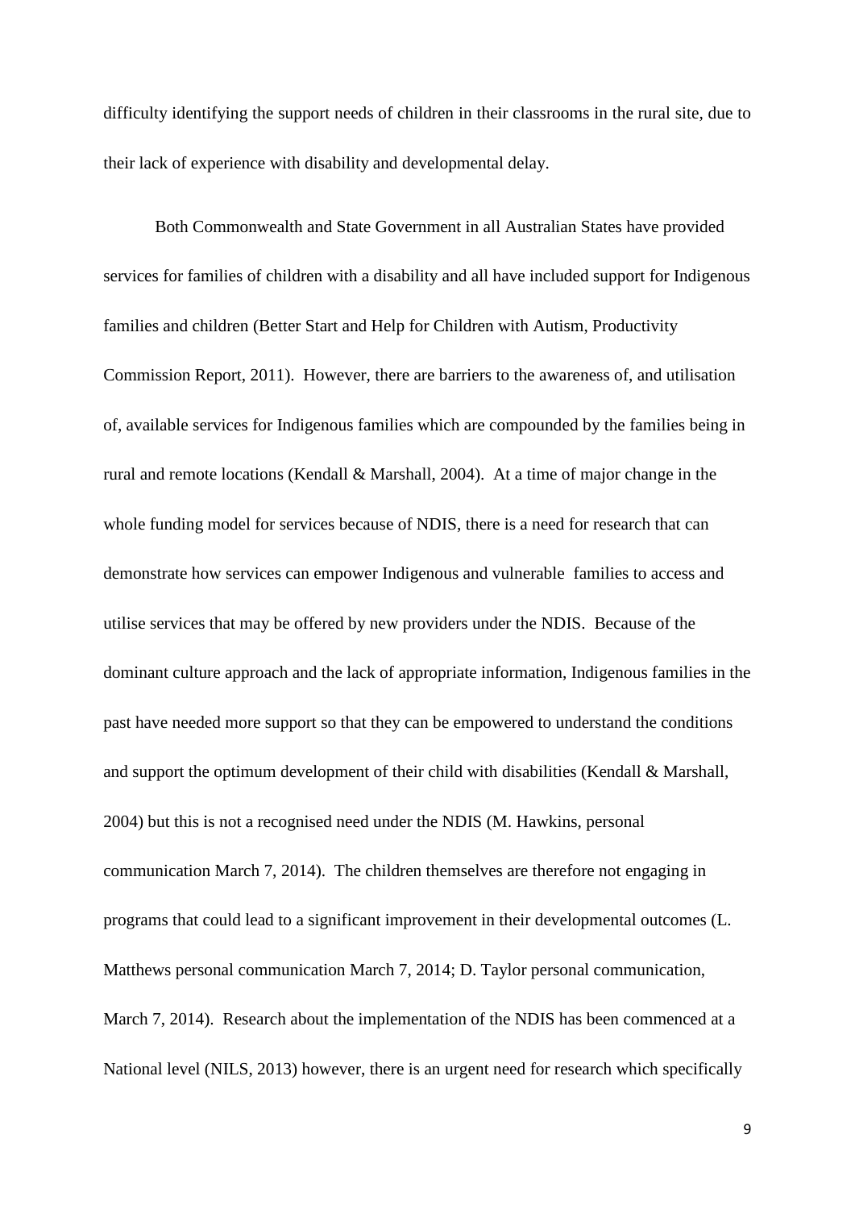difficulty identifying the support needs of children in their classrooms in the rural site, due to their lack of experience with disability and developmental delay.

Both Commonwealth and State Government in all Australian States have provided services for families of children with a disability and all have included support for Indigenous families and children (Better Start and Help for Children with Autism, Productivity Commission Report, 2011). However, there are barriers to the awareness of, and utilisation of, available services for Indigenous families which are compounded by the families being in rural and remote locations (Kendall & Marshall, 2004). At a time of major change in the whole funding model for services because of NDIS, there is a need for research that can demonstrate how services can empower Indigenous and vulnerable families to access and utilise services that may be offered by new providers under the NDIS. Because of the dominant culture approach and the lack of appropriate information, Indigenous families in the past have needed more support so that they can be empowered to understand the conditions and support the optimum development of their child with disabilities (Kendall & Marshall, 2004) but this is not a recognised need under the NDIS (M. Hawkins, personal communication March 7, 2014). The children themselves are therefore not engaging in programs that could lead to a significant improvement in their developmental outcomes (L. Matthews personal communication March 7, 2014; D. Taylor personal communication, March 7, 2014). Research about the implementation of the NDIS has been commenced at a National level (NILS, 2013) however, there is an urgent need for research which specifically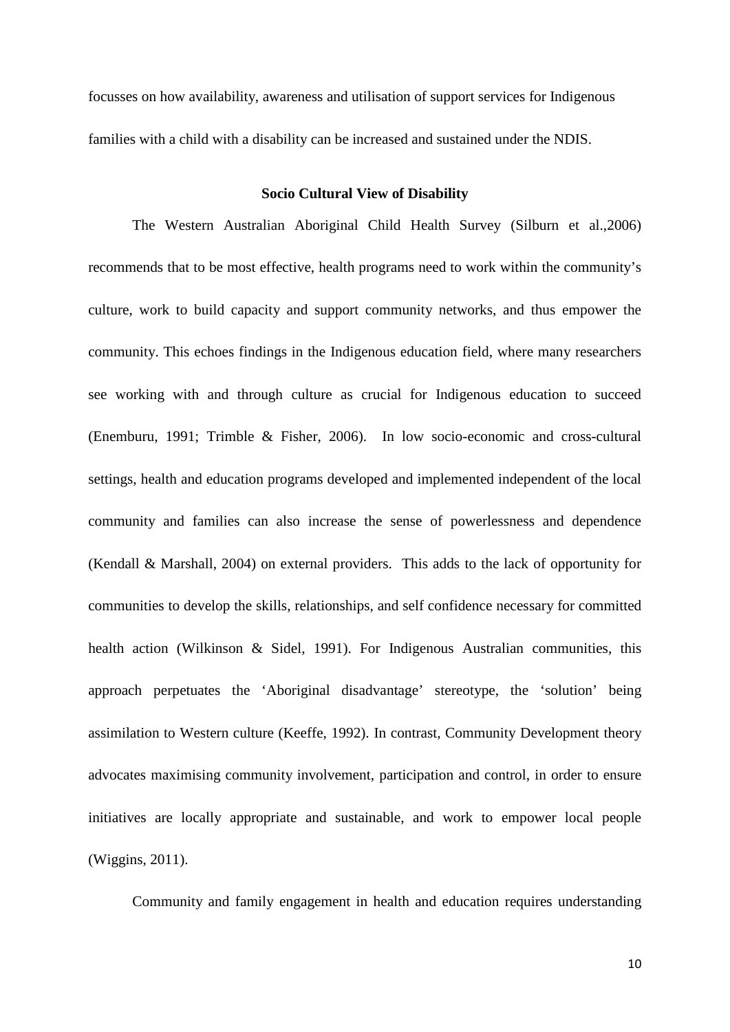focusses on how availability, awareness and utilisation of support services for Indigenous families with a child with a disability can be increased and sustained under the NDIS.

## Socio Cultural View of Disability

The Western Australian Aboriginal Child Health Survey (Silburn et al.,2006) recommends that to be most effective, health programs need to work within the community's culture, work to build capacity and support community networks, and thus empower the community. This echoes findings in the Indigenous education field, where many researchers see working with and through culture as crucial for Indigenous education to succeed (Enemburu, 1991; Trimble & Fisher, 2006). In low socio-economic and cross-cultural settings, health and education programs developed and implemented independent of the local community and families can also increase the sense of powerlessness and dependence (Kendall & Marshall, 2004) on external providers. This adds to the lack of opportunity for communities to develop the skills, relationships, and self confidence necessary for committed health action (Wilkinson & Sidel, 1991). For Indigenous Australian communities, this approach perpetuates the 'Aboriginal disadvantage' stereotype, the 'solution' being assimilation to Western culture (Keeffe, 1992). In contrast, Community Development theory advocates maximising community involvement, participation and control, in order to ensure initiatives are locally appropriate and sustainable, and work to empower local people (Wiggins, 2011).

Community and family engagement in health and education requires understanding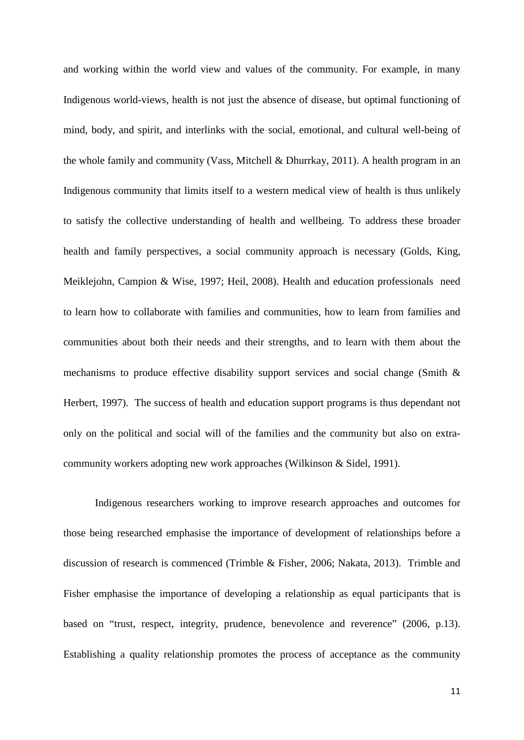and working within the world view and values of the community. For example, in many Indigenous world-views, health is not just the absence of disease, but optimal functioning of mind, body, and spirit, and interlinks with the social, emotional, and cultural well-being of the whole family and community (Vass, Mitchell & Dhurrkay, 2011). A health program in an Indigenous community that limits itself to a western medical view of health is thus unlikely to satisfy the collective understanding of health and wellbeing. To address these broader health and family perspectives, a social community approach is necessary (Golds, King, Meiklejohn, Campion & Wise, 1997; Heil, 2008). Health and education professionals need to learn how to collaborate with families and communities, how to learn from families and communities about both their needs and their strengths, and to learn with them about the mechanisms to produce effective disability support services and social change (Smith & Herbert, 1997). The success of health and education support programs is thus dependant not only on the political and social will of the families and the community but also on extra-community workers adopting new work approaches (Wilkinson & Sidel, 1991).

Indigenous researchers working to improve research approaches and outcomes for those being researched emphasise the importance of development of relationships before a discussion of research is commenced (Trimble & Fisher, 2006; Nakata, 2013). Trimble and Fisher emphasise the importance of developing a relationship as equal participants that is based on "trust, respect, integrity, prudence, benevolence and reverence" (2006, p.13). Establishing a quality relationship promotes the process of acceptance as the community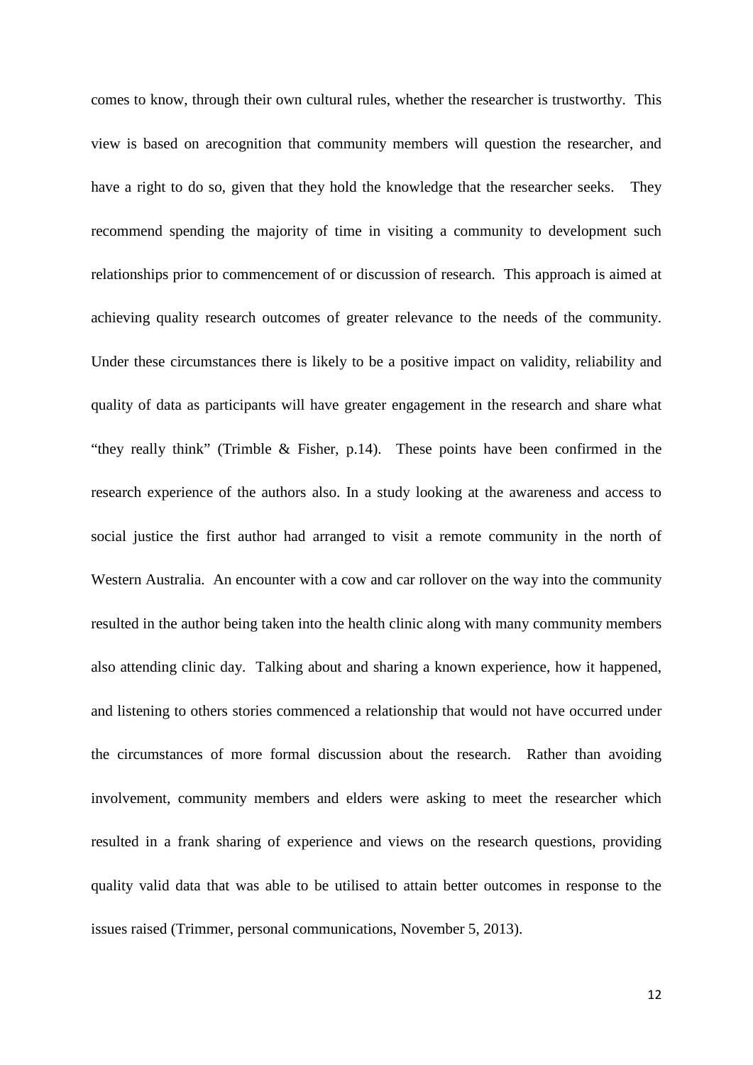comes to know, through their own cultural rules, whether the researcher is trustworthy. This view is based on arecognition that community members will question the researcher, and have a right to do so, given that they hold the knowledge that the researcher seeks. They recommend spending the majority of time in visiting a community to development such relationships prior to commencement of or discussion of research. This approach is aimed at achieving quality research outcomes of greater relevance to the needs of the community. Under these circumstances there is likely to be a positive impact on validity, reliability and quality of data as participants will have greater engagement in the research and share what "they really think" (Trimble & Fisher, p.14). These points have been confirmed in the research experience of the authors also. In a study looking at the awareness and access to social justice the first author had arranged to visit a remote community in the north of Western Australia. An encounter with a cow and car rollover on the way into the community resulted in the author being taken into the health clinic along with many community members also attending clinic day. Talking about and sharing a known experience, how it happened, and listening to others stories commenced a relationship that would not have occurred under the circumstances of more formal discussion about the research. Rather than avoiding involvement, community members and elders were asking to meet the researcher which resulted in a frank sharing of experience and views on the research questions, providing quality valid data that was able to be utilised to attain better outcomes in response to the issues raised (Trimmer, personal communications, November 5, 2013).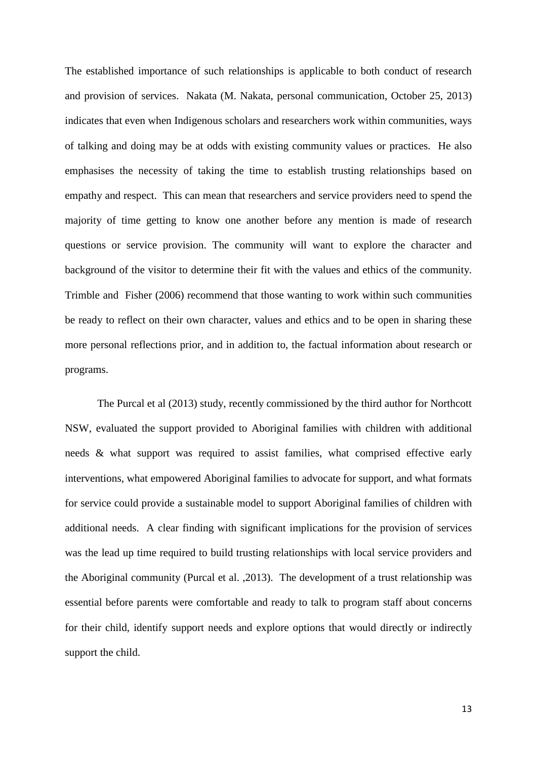The established importance of such relationships is applicable to both conduct of research and provision of services. Nakata (M. Nakata, personal communication, October 25, 2013) indicates that even when Indigenous scholars and researchers work within communities, ways of talking and doing may be at odds with existing community values or practices. He also emphasises the necessity of taking the time to establish trusting relationships based on empathy and respect. This can mean that researchers and service providers need to spend the majority of time getting to know one another before any mention is made of research questions or service provision. The community will want to explore the character and background of the visitor to determine their fit with the values and ethics of the community. Trimble and Fisher (2006) recommend that those wanting to work within such communities be ready to reflect on their own character, values and ethics and to be open in sharing these more personal reflections prior, and in addition to, the factual information about research or programs.

The Purcal et al (2013) study, recently commissioned by the third author for Northcott NSW, evaluated the support provided to Aboriginal families with children with additional needs & what support was required to assist families, what comprised effective early interventions, what empowered Aboriginal families to advocate for support, and what formats for service could provide a sustainable model to support Aboriginal families of children with additional needs. A clear finding with significant implications for the provision of services was the lead up time required to build trusting relationships with local service providers and the Aboriginal community (Purcal et al. ,2013). The development of a trust relationship was essential before parents were comfortable and ready to talk to program staff about concerns for their child, identify support needs and explore options that would directly or indirectly support the child.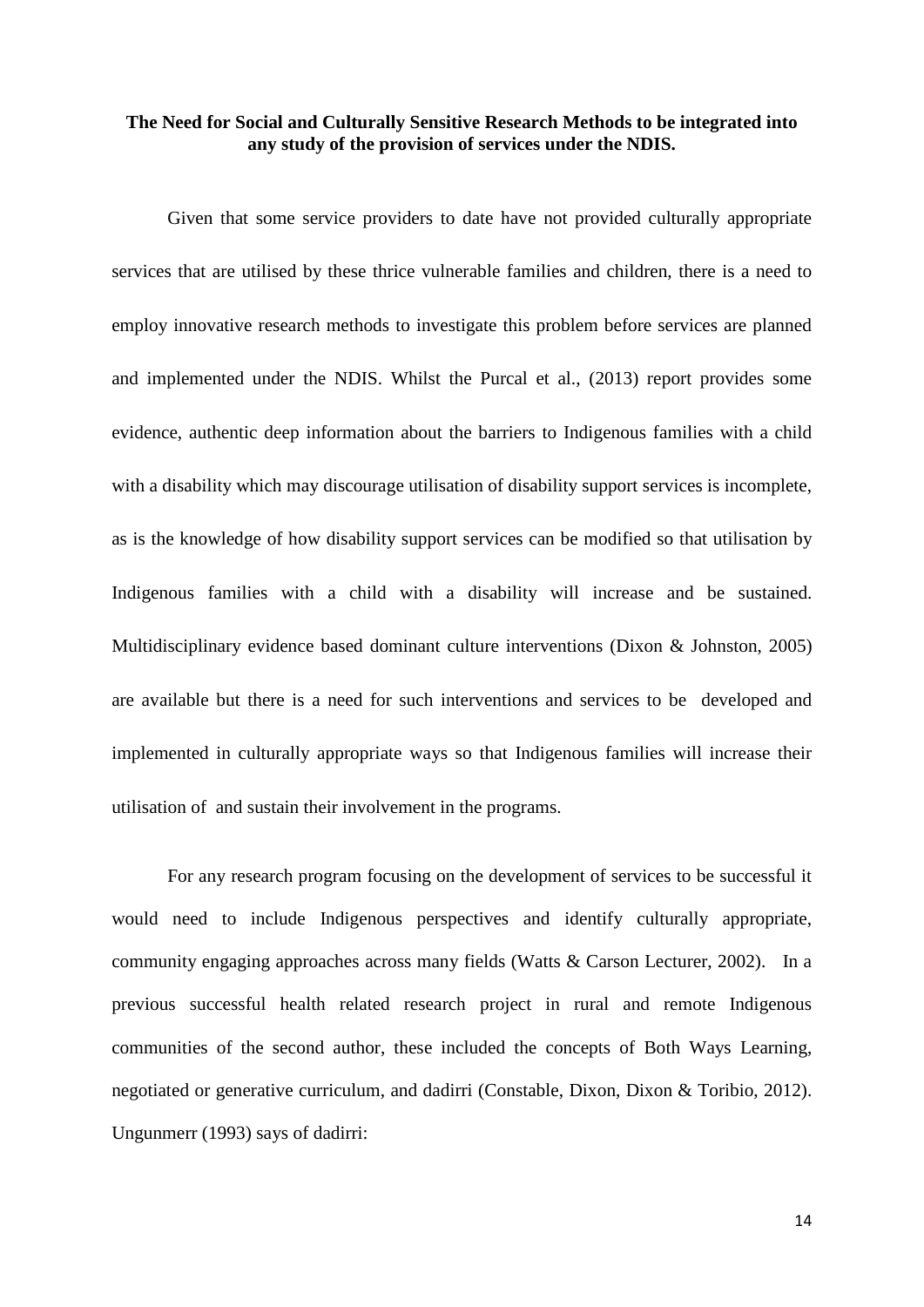**The Need for Social and Culturally Sensitive Research Methods to be integrated into any study of the provision of services under the NDIS.**

Given that some service providers to date have not provided culturally appropriate services that are utilised by these thrice vulnerable families and children, there is a need to employ innovative research methods to investigate this problem before services are planned and implemented under the NDIS. Whilst the Purcal et al., (2013) report provides some evidence, authentic deep information about the barriers to Indigenous families with a child with a disability which may discourage utilisation of disability support services is incomplete, as is the knowledge of how disability support services can be modified so that utilisation by Indigenous families with a child with a disability will increase and be sustained. Multidisciplinary evidence based dominant culture interventions (Dixon & Johnston, 2005) are available but there is a need for such interventions and services to be developed and implemented in culturally appropriate ways so that Indigenous families will increase their utilisation of and sustain their involvement in the programs.

For any research program focusing on the development of services to be successful it would need to include Indigenous perspectives and identify culturally appropriate, community engaging approaches across many fields (Watts & Carson Lecturer, 2002). In a previous successful health related research project in rural and remote Indigenous communities of the second author, these included the concepts of Both Ways Learning, negotiated or generative curriculum, and dadirri (Constable, Dixon, Dixon & Toribio, 2012). Ungunmerr (1993) says of dadirri: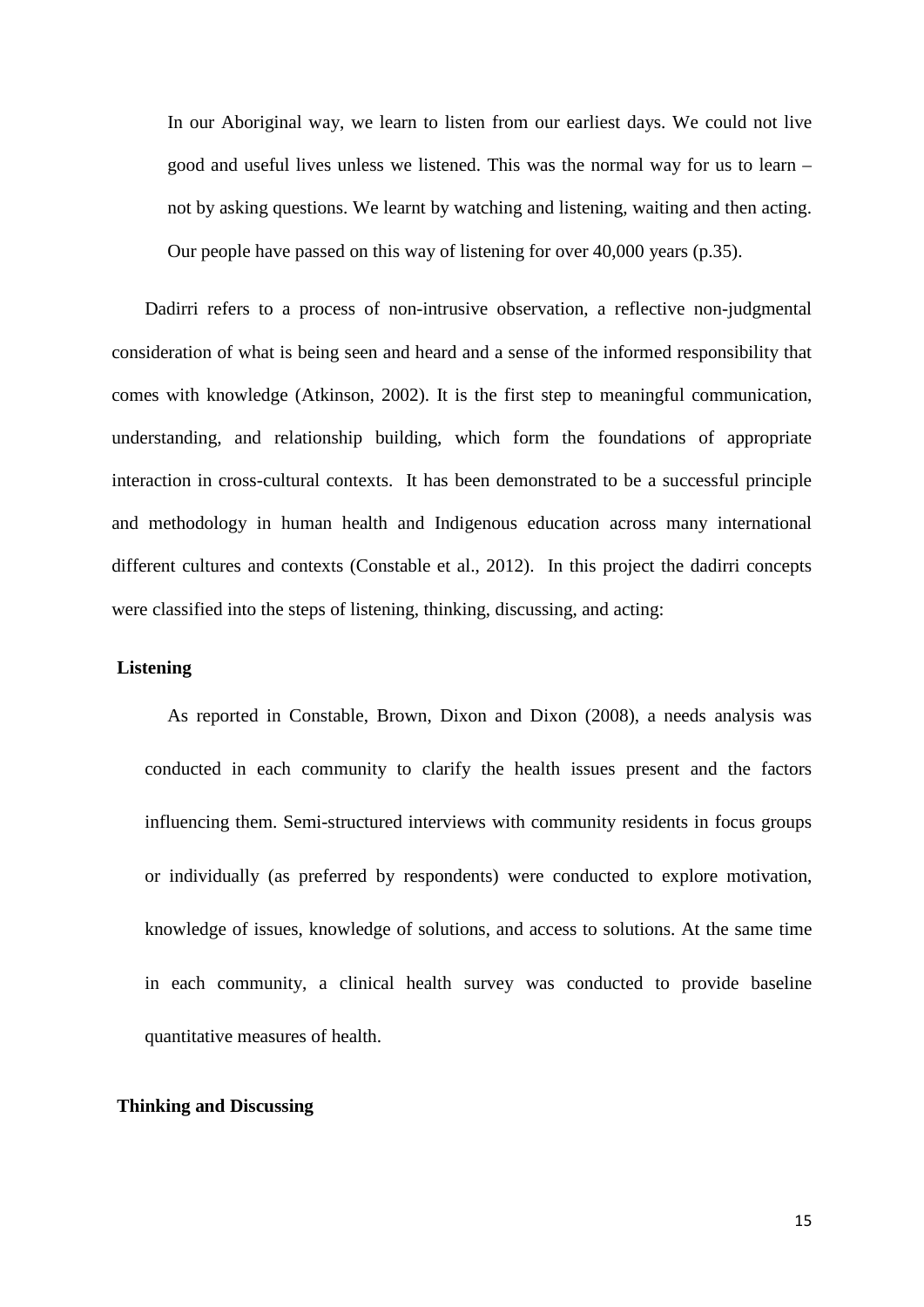> In our Aboriginal way, we learn to listen from our earliest days. We could not live good and useful lives unless we listened. This was the normal way for us to learn – not by asking questions. We learnt by watching and listening, waiting and then acting. Our people have passed on this way of listening for over 40,000 years (p.35).

Dadirri refers to a process of non-intrusive observation, a reflective non-judgmental consideration of what is being seen and heard and a sense of the informed responsibility that comes with knowledge (Atkinson, 2002). It is the first step to meaningful communication, understanding, and relationship building, which form the foundations of appropriate interaction in cross-cultural contexts. It has been demonstrated to be a successful principle and methodology in human health and Indigenous education across many international different cultures and contexts (Constable et al., 2012). In this project the dadirri concepts were classified into the steps of listening, thinking, discussing, and acting:

**Listening**

As reported in Constable, Brown, Dixon and Dixon (2008), a needs analysis was conducted in each community to clarify the health issues present and the factors influencing them. Semi-structured interviews with community residents in focus groups or individually (as preferred by respondents) were conducted to explore motivation, knowledge of issues, knowledge of solutions, and access to solutions. At the same time in each community, a clinical health survey was conducted to provide baseline quantitative measures of health.

**Thinking and Discussing**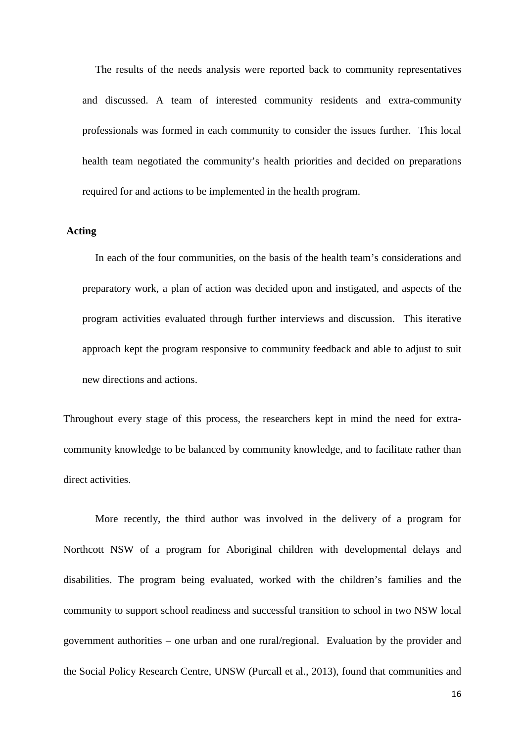The results of the needs analysis were reported back to community representatives and discussed. A team of interested community residents and extra-community professionals was formed in each community to consider the issues further. This local health team negotiated the community's health priorities and decided on preparations required for and actions to be implemented in the health program.

**Acting**

In each of the four communities, on the basis of the health team's considerations and preparatory work, a plan of action was decided upon and instigated, and aspects of the program activities evaluated through further interviews and discussion. This iterative approach kept the program responsive to community feedback and able to adjust to suit new directions and actions.

Throughout every stage of this process, the researchers kept in mind the need for extra-community knowledge to be balanced by community knowledge, and to facilitate rather than direct activities.

More recently, the third author was involved in the delivery of a program for Northcott NSW of a program for Aboriginal children with developmental delays and disabilities. The program being evaluated, worked with the children's families and the community to support school readiness and successful transition to school in two NSW local government authorities – one urban and one rural/regional. Evaluation by the provider and the Social Policy Research Centre, UNSW (Purcall et al., 2013), found that communities and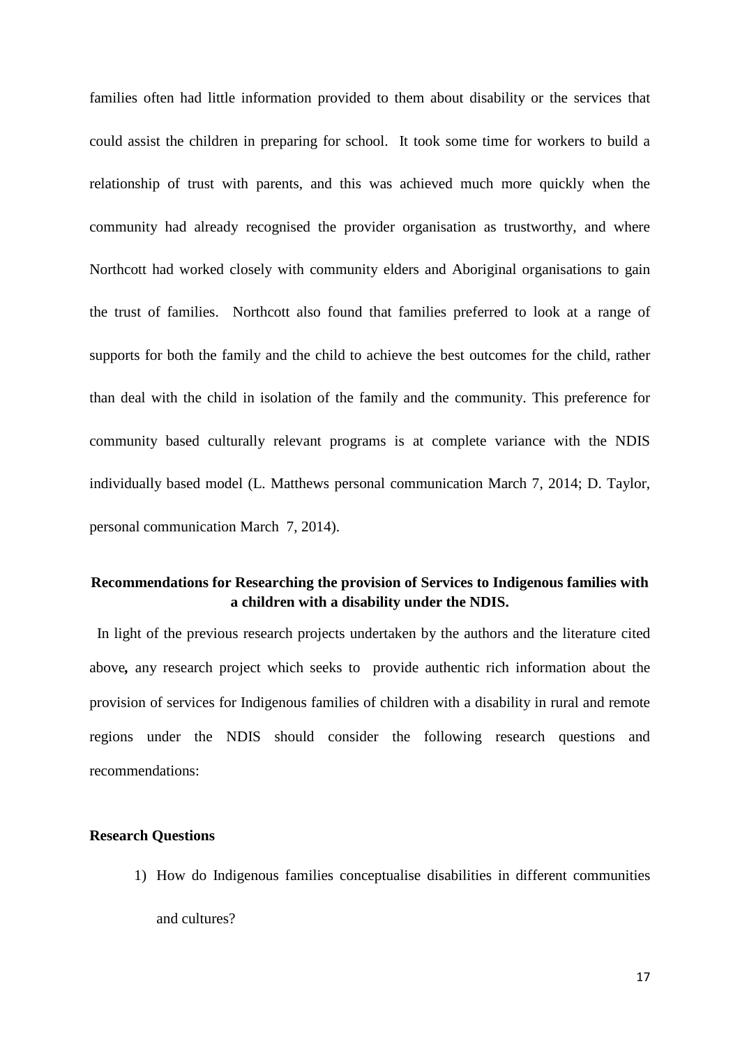families often had little information provided to them about disability or the services that could assist the children in preparing for school. It took some time for workers to build a relationship of trust with parents, and this was achieved much more quickly when the community had already recognised the provider organisation as trustworthy, and where Northcott had worked closely with community elders and Aboriginal organisations to gain the trust of families. Northcott also found that families preferred to look at a range of supports for both the family and the child to achieve the best outcomes for the child, rather than deal with the child in isolation of the family and the community. This preference for community based culturally relevant programs is at complete variance with the NDIS individually based model (L. Matthews personal communication March 7, 2014; D. Taylor, personal communication March 7, 2014).

## Recommendations for Researching the provision of Services to Indigenous families with a children with a disability under the NDIS.

In light of the previous research projects undertaken by the authors and the literature cited above**,** any research project which seeks to provide authentic rich information about the provision of services for Indigenous families of children with a disability in rural and remote regions under the NDIS should consider the following research questions and recommendations:

### Research Questions

1) How do Indigenous families conceptualise disabilities in different communities and cultures?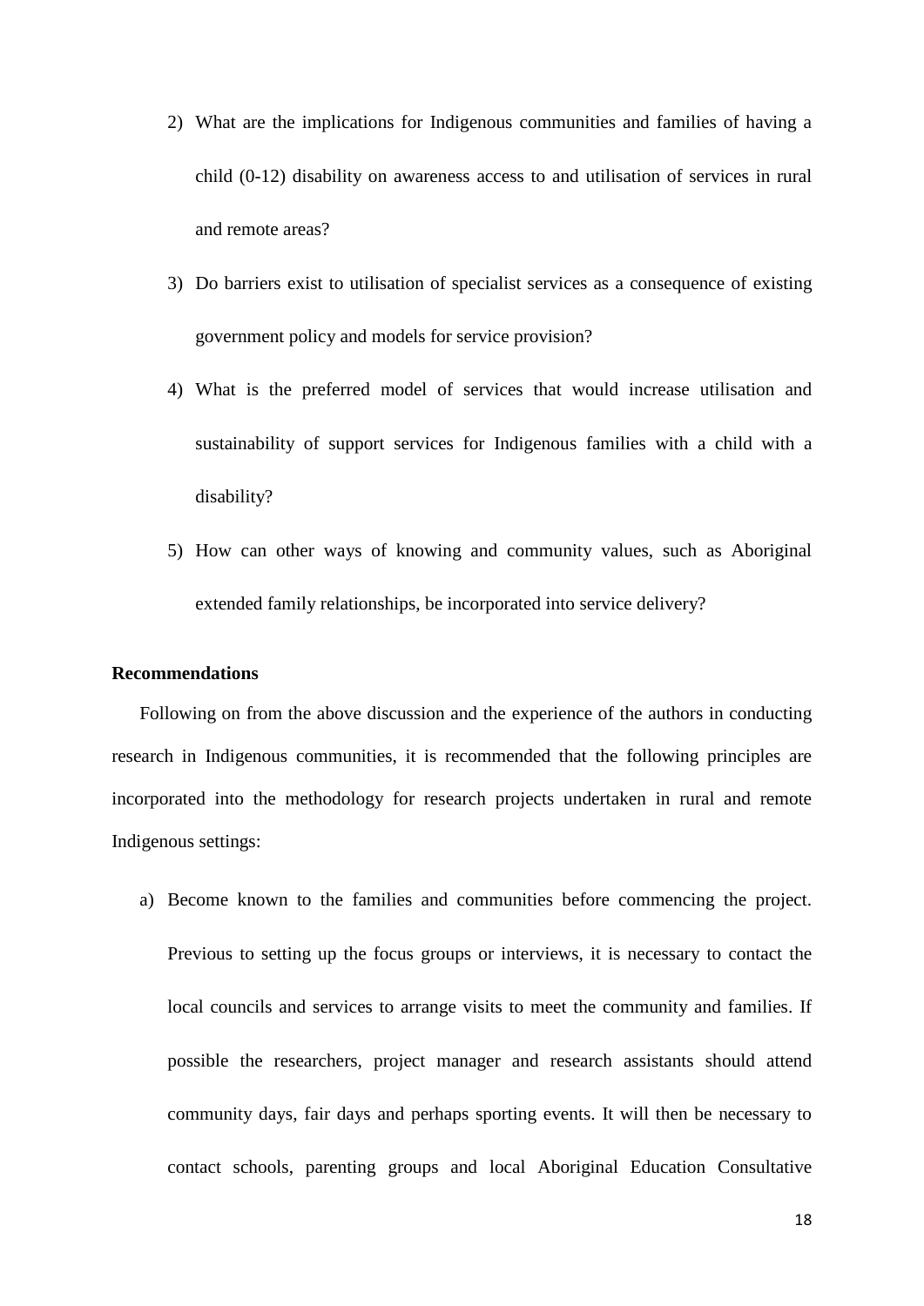2) What are the implications for Indigenous communities and families of having a child (0-12) disability on awareness access to and utilisation of services in rural and remote areas?
3) Do barriers exist to utilisation of specialist services as a consequence of existing government policy and models for service provision?
4) What is the preferred model of services that would increase utilisation and sustainability of support services for Indigenous families with a child with a disability?
5) How can other ways of knowing and community values, such as Aboriginal extended family relationships, be incorporated into service delivery?

**Recommendations**

Following on from the above discussion and the experience of the authors in conducting research in Indigenous communities, it is recommended that the following principles are incorporated into the methodology for research projects undertaken in rural and remote Indigenous settings:

a) Become known to the families and communities before commencing the project. Previous to setting up the focus groups or interviews, it is necessary to contact the local councils and services to arrange visits to meet the community and families. If possible the researchers, project manager and research assistants should attend community days, fair days and perhaps sporting events. It will then be necessary to contact schools, parenting groups and local Aboriginal Education Consultative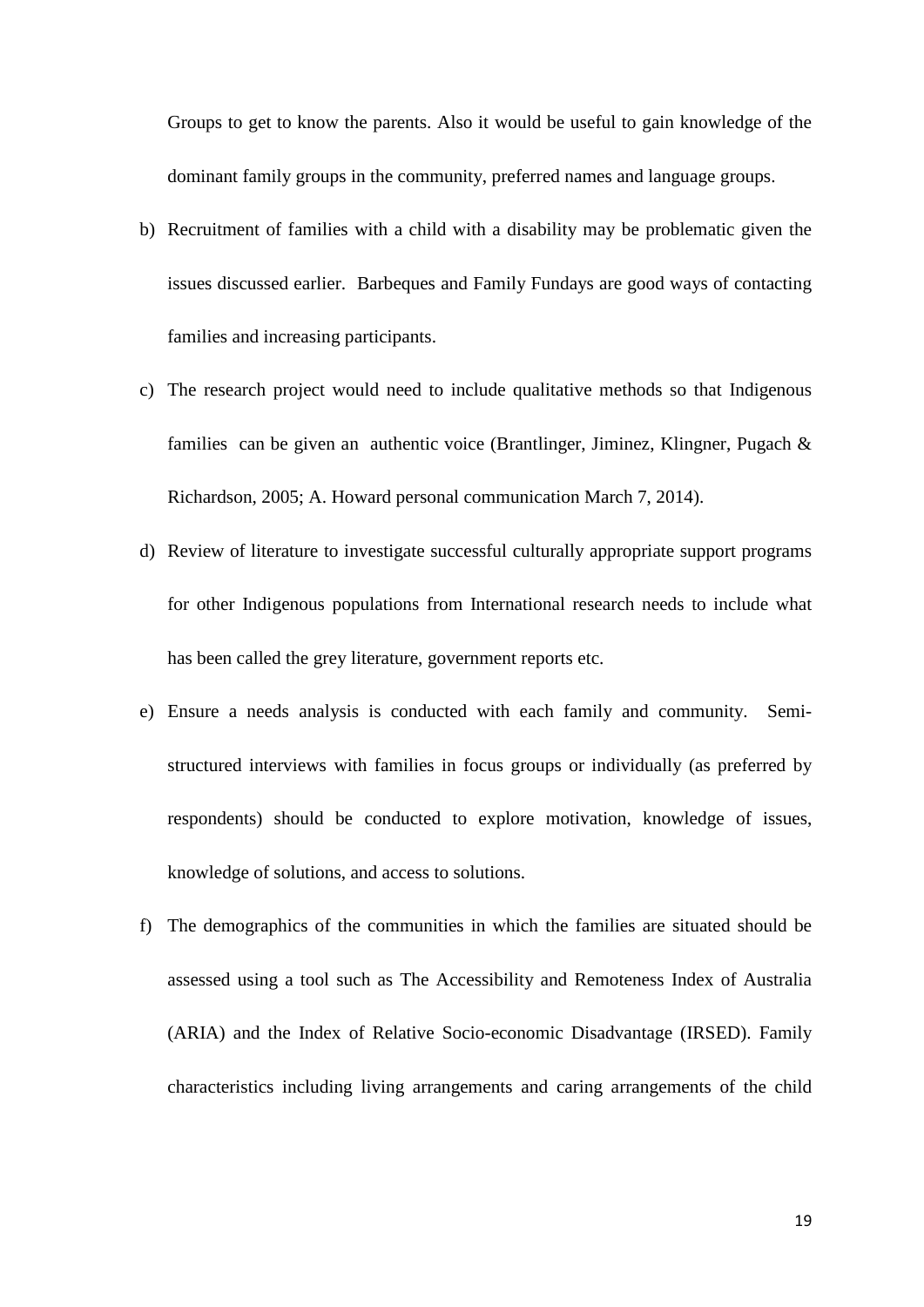Groups to get to know the parents. Also it would be useful to gain knowledge of the dominant family groups in the community, preferred names and language groups.

b) Recruitment of families with a child with a disability may be problematic given the issues discussed earlier. Barbeques and Family Fundays are good ways of contacting families and increasing participants.

c) The research project would need to include qualitative methods so that Indigenous families can be given an authentic voice (Brantlinger, Jiminez, Klingner, Pugach & Richardson, 2005; A. Howard personal communication March 7, 2014).

d) Review of literature to investigate successful culturally appropriate support programs for other Indigenous populations from International research needs to include what has been called the grey literature, government reports etc.

e) Ensure a needs analysis is conducted with each family and community. Semi-structured interviews with families in focus groups or individually (as preferred by respondents) should be conducted to explore motivation, knowledge of issues, knowledge of solutions, and access to solutions.

f) The demographics of the communities in which the families are situated should be assessed using a tool such as The Accessibility and Remoteness Index of Australia (ARIA) and the Index of Relative Socio-economic Disadvantage (IRSED). Family characteristics including living arrangements and caring arrangements of the child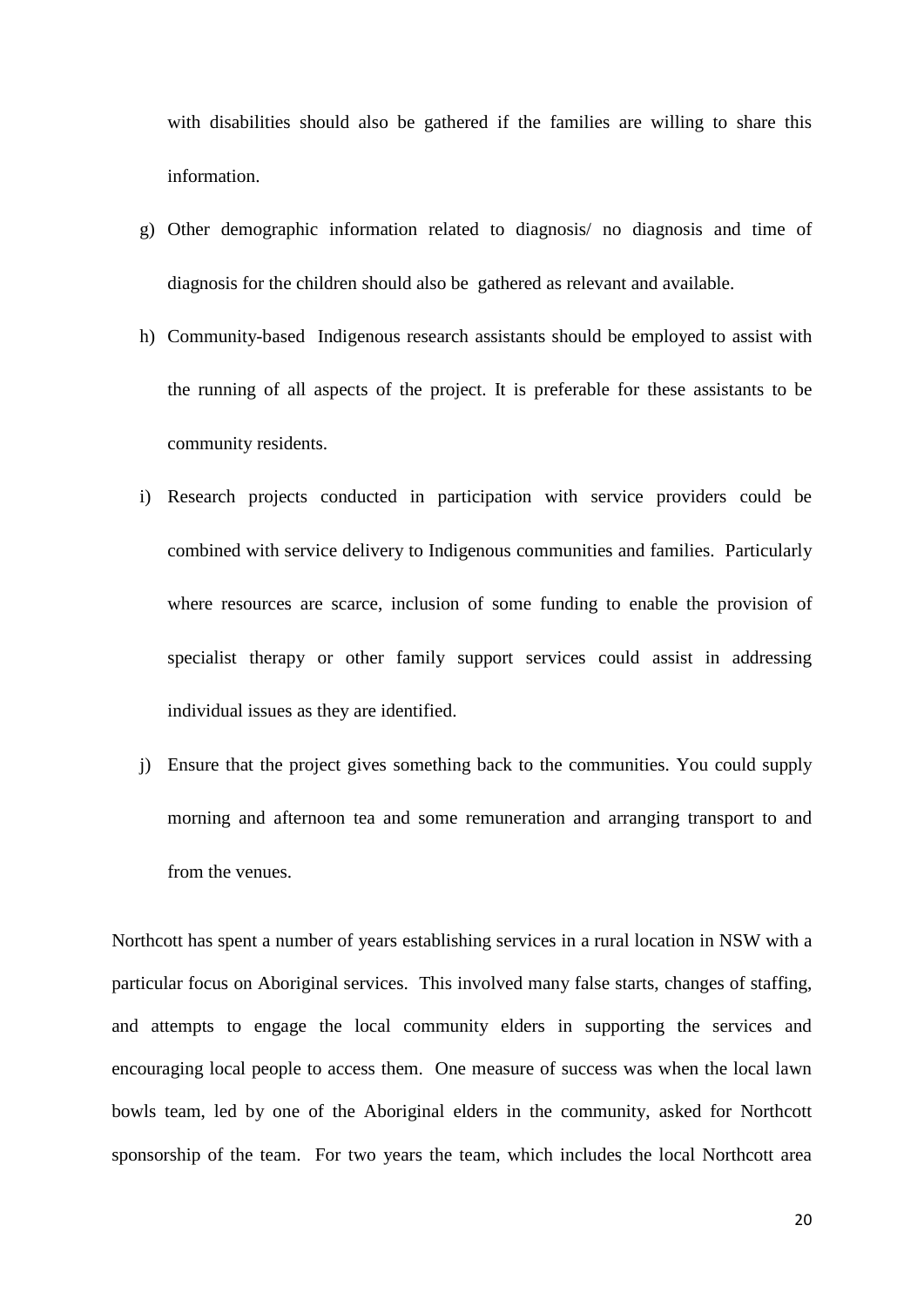with disabilities should also be gathered if the families are willing to share this information.

g) Other demographic information related to diagnosis/ no diagnosis and time of diagnosis for the children should also be gathered as relevant and available.

h) Community-based Indigenous research assistants should be employed to assist with the running of all aspects of the project. It is preferable for these assistants to be community residents.

i) Research projects conducted in participation with service providers could be combined with service delivery to Indigenous communities and families. Particularly where resources are scarce, inclusion of some funding to enable the provision of specialist therapy or other family support services could assist in addressing individual issues as they are identified.

j) Ensure that the project gives something back to the communities. You could supply morning and afternoon tea and some remuneration and arranging transport to and from the venues.

Northcott has spent a number of years establishing services in a rural location in NSW with a particular focus on Aboriginal services. This involved many false starts, changes of staffing, and attempts to engage the local community elders in supporting the services and encouraging local people to access them. One measure of success was when the local lawn bowls team, led by one of the Aboriginal elders in the community, asked for Northcott sponsorship of the team. For two years the team, which includes the local Northcott area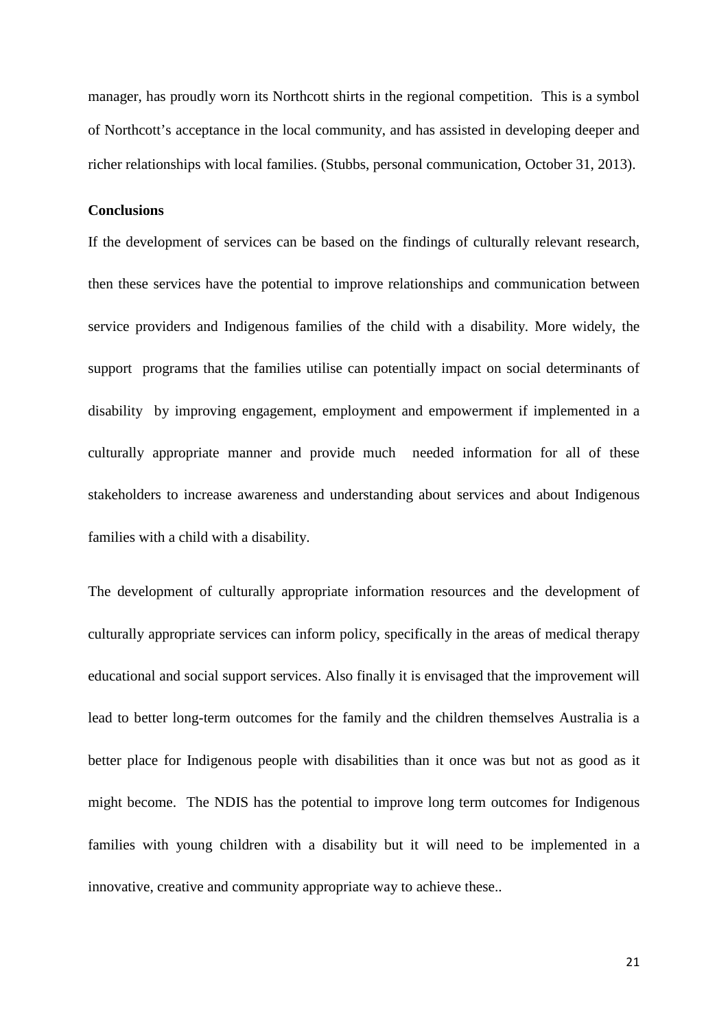manager, has proudly worn its Northcott shirts in the regional competition. This is a symbol of Northcott's acceptance in the local community, and has assisted in developing deeper and richer relationships with local families. (Stubbs, personal communication, October 31, 2013).

**Conclusions**

If the development of services can be based on the findings of culturally relevant research, then these services have the potential to improve relationships and communication between service providers and Indigenous families of the child with a disability. More widely, the support programs that the families utilise can potentially impact on social determinants of disability by improving engagement, employment and empowerment if implemented in a culturally appropriate manner and provide much needed information for all of these stakeholders to increase awareness and understanding about services and about Indigenous families with a child with a disability.

The development of culturally appropriate information resources and the development of culturally appropriate services can inform policy, specifically in the areas of medical therapy educational and social support services. Also finally it is envisaged that the improvement will lead to better long-term outcomes for the family and the children themselves Australia is a better place for Indigenous people with disabilities than it once was but not as good as it might become. The NDIS has the potential to improve long term outcomes for Indigenous families with young children with a disability but it will need to be implemented in a innovative, creative and community appropriate way to achieve these..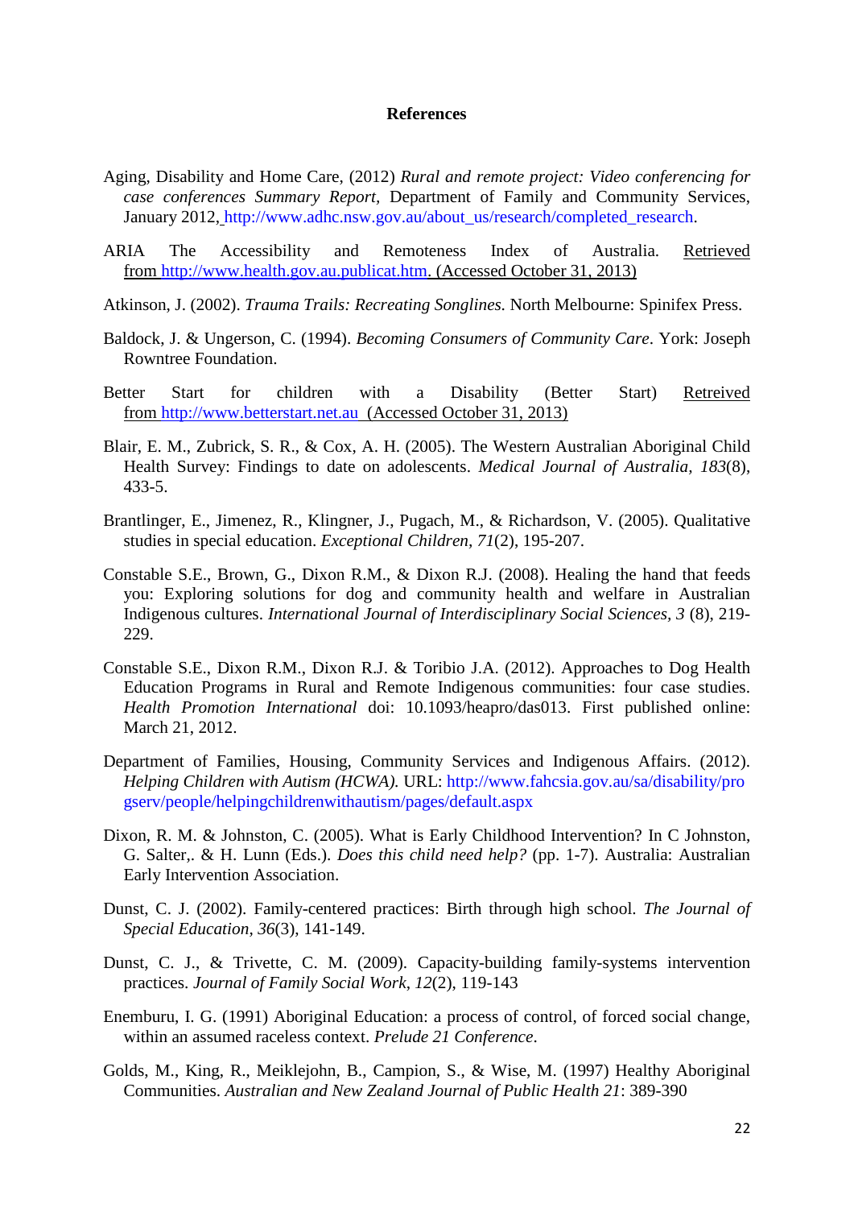**References**

Aging, Disability and Home Care, (2012) *Rural and remote project: Video conferencing for case conferences Summary Report*, Department of Family and Community Services, January 2012, http://www.adhc.nsw.gov.au/about_us/research/completed_research.

ARIA The Accessibility and Remoteness Index of Australia. Retrieved from http://www.health.gov.au.publicat.htm. (Accessed October 31, 2013)

Atkinson, J. (2002). *Trauma Trails: Recreating Songlines.* North Melbourne: Spinifex Press.

Baldock, J. & Ungerson, C. (1994). *Becoming Consumers of Community Care*. York: Joseph Rowntree Foundation.

Better Start for children with a Disability (Better Start) Retreived from http://www.betterstart.net.au (Accessed October 31, 2013)

Blair, E. M., Zubrick, S. R., & Cox, A. H. (2005). The Western Australian Aboriginal Child Health Survey: Findings to date on adolescents. *Medical Journal of Australia, 183*(8), 433-5.

Brantlinger, E., Jimenez, R., Klingner, J., Pugach, M., & Richardson, V. (2005). Qualitative studies in special education. *Exceptional Children, 71*(2), 195-207.

Constable S.E., Brown, G., Dixon R.M., & Dixon R.J. (2008). Healing the hand that feeds you: Exploring solutions for dog and community health and welfare in Australian Indigenous cultures. *International Journal of Interdisciplinary Social Sciences, 3* (8), 219-229.

Constable S.E., Dixon R.M., Dixon R.J. & Toribio J.A. (2012). Approaches to Dog Health Education Programs in Rural and Remote Indigenous communities: four case studies. *Health Promotion International* doi: 10.1093/heapro/das013. First published online: March 21, 2012.

Department of Families, Housing, Community Services and Indigenous Affairs. (2012). *Helping Children with Autism (HCWA).* URL: http://www.fahcsia.gov.au/sa/disability/progserv/people/helpingchildrenwithautism/pages/default.aspx

Dixon, R. M. & Johnston, C. (2005). What is Early Childhood Intervention? In C Johnston, G. Salter,. & H. Lunn (Eds.). *Does this child need help?* (pp. 1-7). Australia: Australian Early Intervention Association.

Dunst, C. J. (2002). Family-centered practices: Birth through high school. *The Journal of Special Education, 36*(3), 141-149.

Dunst, C. J., & Trivette, C. M. (2009). Capacity-building family-systems intervention practices. *Journal of Family Social Work, 12*(2), 119-143

Enemburu, I. G. (1991) Aboriginal Education: a process of control, of forced social change, within an assumed raceless context. *Prelude 21 Conference*.

Golds, M., King, R., Meiklejohn, B., Campion, S., & Wise, M. (1997) Healthy Aboriginal Communities. *Australian and New Zealand Journal of Public Health 21*: 389-390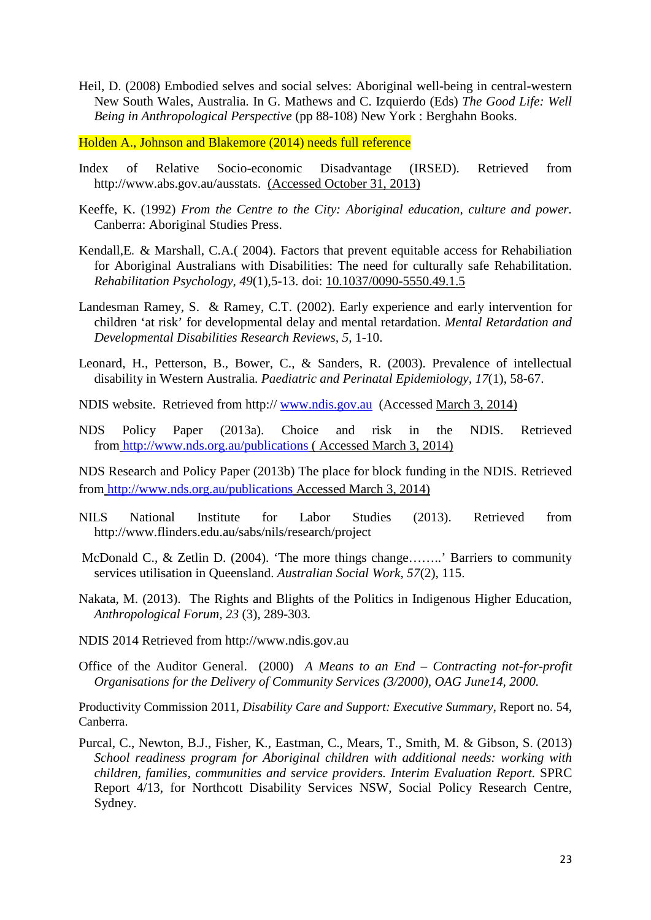Heil, D. (2008) Embodied selves and social selves: Aboriginal well-being in central-western New South Wales, Australia. In G. Mathews and C. Izquierdo (Eds) *The Good Life: Well Being in Anthropological Perspective* (pp 88-108) New York : Berghahn Books.

Holden A., Johnson and Blakemore (2014) needs full reference

Index of Relative Socio-economic Disadvantage (IRSED). Retrieved from http://www.abs.gov.au/ausstats. (Accessed October 31, 2013)

Keeffe, K. (1992) *From the Centre to the City: Aboriginal education, culture and power.* Canberra: Aboriginal Studies Press.

Kendall,E. & Marshall, C.A.( 2004). Factors that prevent equitable access for Rehabiliation for Aboriginal Australians with Disabilities: The need for culturally safe Rehabilitation. *Rehabilitation Psychology, 49*(1),5-13. doi: 10.1037/0090-5550.49.1.5

Landesman Ramey, S. & Ramey, C.T. (2002). Early experience and early intervention for children 'at risk' for developmental delay and mental retardation. *Mental Retardation and Developmental Disabilities Research Reviews, 5*, 1-10.

Leonard, H., Petterson, B., Bower, C., & Sanders, R. (2003). Prevalence of intellectual disability in Western Australia. *Paediatric and Perinatal Epidemiology, 17*(1), 58-67.

NDIS website. Retrieved from http:// www.ndis.gov.au (Accessed March 3, 2014)

NDS Policy Paper (2013a). Choice and risk in the NDIS. Retrieved from http://www.nds.org.au/publications ( Accessed March 3, 2014)

NDS Research and Policy Paper (2013b) The place for block funding in the NDIS. Retrieved from http://www.nds.org.au/publications Accessed March 3, 2014)

NILS National Institute for Labor Studies (2013). Retrieved from http://www.flinders.edu.au/sabs/nils/research/project

McDonald C., & Zetlin D. (2004). 'The more things change……..' Barriers to community services utilisation in Queensland. *Australian Social Work, 57*(2), 115.

Nakata, M. (2013). The Rights and Blights of the Politics in Indigenous Higher Education, *Anthropological Forum, 23* (3), 289-303.

NDIS 2014 Retrieved from http://www.ndis.gov.au

Office of the Auditor General. (2000) *A Means to an End – Contracting not-for-profit Organisations for the Delivery of Community Services (3/2000), OAG June14, 2000.*

Productivity Commission 2011, *Disability Care and Support: Executive Summary*, Report no. 54, Canberra.

Purcal, C., Newton, B.J., Fisher, K., Eastman, C., Mears, T., Smith, M. & Gibson, S. (2013) *School readiness program for Aboriginal children with additional needs: working with children, families, communities and service providers. Interim Evaluation Report.* SPRC Report 4/13, for Northcott Disability Services NSW, Social Policy Research Centre, Sydney.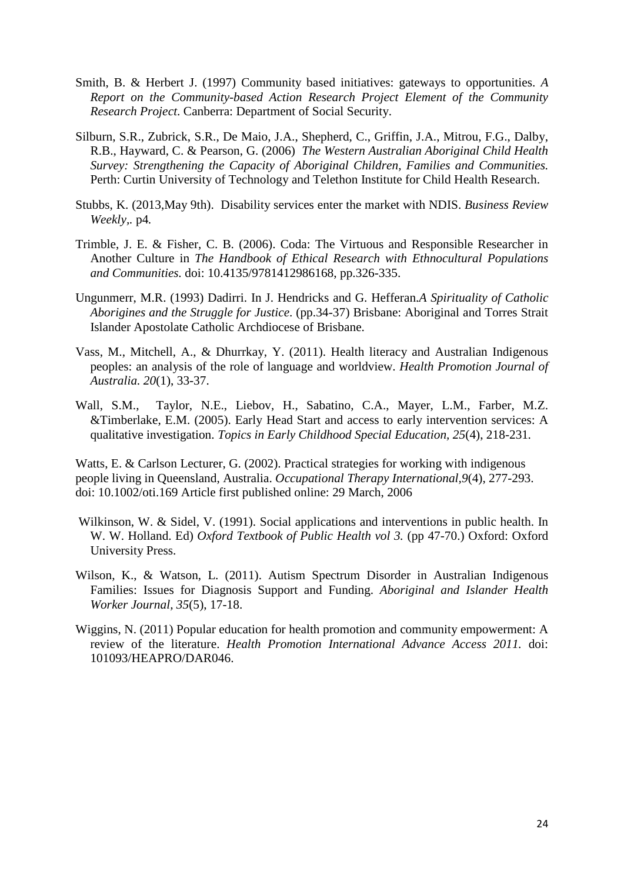Smith, B. & Herbert J. (1997) Community based initiatives: gateways to opportunities. *A Report on the Community-based Action Research Project Element of the Community Research Project*. Canberra: Department of Social Security.

Silburn, S.R., Zubrick, S.R., De Maio, J.A., Shepherd, C., Griffin, J.A., Mitrou, F.G., Dalby, R.B., Hayward, C. & Pearson, G. (2006) *The Western Australian Aboriginal Child Health Survey: Strengthening the Capacity of Aboriginal Children, Families and Communities.* Perth: Curtin University of Technology and Telethon Institute for Child Health Research.

Stubbs, K. (2013,May 9th). Disability services enter the market with NDIS. *Business Review Weekly,.* p4.

Trimble, J. E. & Fisher, C. B. (2006). Coda: The Virtuous and Responsible Researcher in Another Culture in *The Handbook of Ethical Research with Ethnocultural Populations and Communities.* doi: 10.4135/9781412986168, pp.326-335.

Ungunmerr, M.R. (1993) Dadirri. In J. Hendricks and G. Hefferan.*A Spirituality of Catholic Aborigines and the Struggle for Justice*. (pp.34-37) Brisbane: Aboriginal and Torres Strait Islander Apostolate Catholic Archdiocese of Brisbane.

Vass, M., Mitchell, A., & Dhurrkay, Y. (2011). Health literacy and Australian Indigenous peoples: an analysis of the role of language and worldview. *Health Promotion Journal of Australia. 20*(1), 33-37.

Wall, S.M., Taylor, N.E., Liebov, H., Sabatino, C.A., Mayer, L.M., Farber, M.Z. &Timberlake, E.M. (2005). Early Head Start and access to early intervention services: A qualitative investigation. *Topics in Early Childhood Special Education, 25*(4), 218-231.

Watts, E. & Carlson Lecturer, G. (2002). Practical strategies for working with indigenous people living in Queensland, Australia. *Occupational Therapy International,9*(4), 277-293. doi: 10.1002/oti.169 Article first published online: 29 March, 2006

Wilkinson, W. & Sidel, V. (1991). Social applications and interventions in public health. In W. W. Holland. Ed) *Oxford Textbook of Public Health vol 3.* (pp 47-70.) Oxford: Oxford University Press.

Wilson, K., & Watson, L. (2011). Autism Spectrum Disorder in Australian Indigenous Families: Issues for Diagnosis Support and Funding. *Aboriginal and Islander Health Worker Journal, 35*(5), 17-18.

Wiggins, N. (2011) Popular education for health promotion and community empowerment: A review of the literature. *Health Promotion International Advance Access 2011.* doi: 101093/HEAPRO/DAR046.